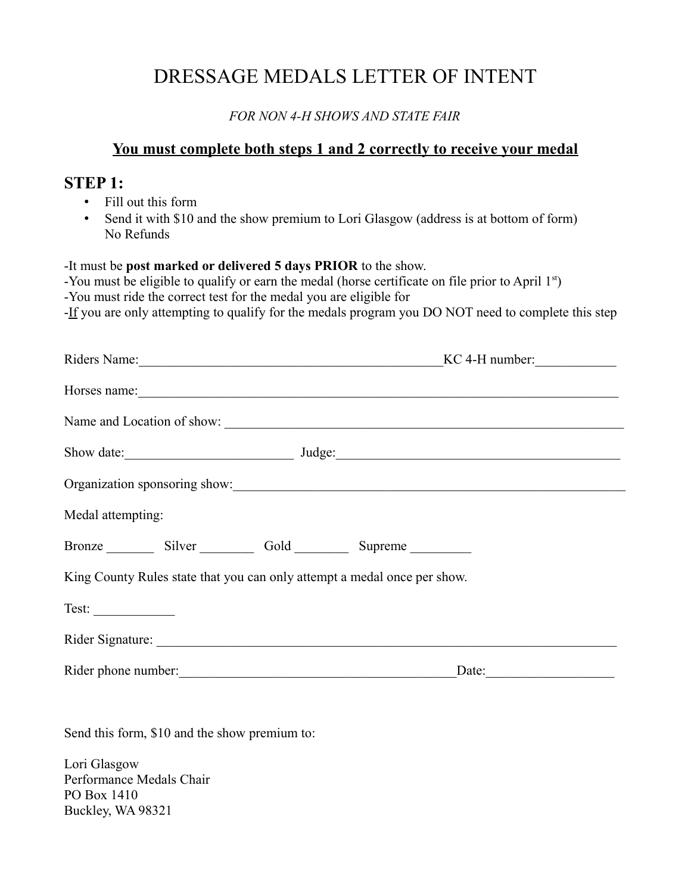# DRESSAGE MEDALS LETTER OF INTENT

*FOR NON 4-H SHOWS AND STATE FAIR*

## **<u>You must complete both steps 1 and 2 correctly to receive your medal</u>**

## STEP 1:

- Fill out this form
- Send it with $10 and the show premium to Lori Glasgow (address is at bottom of form) No Refunds

-It must be **post marked or delivered 5 days PRIOR** to the show.
-You must be eligible to qualify or earn the medal (horse certificate on file prior to April 1st)
-You must ride the correct test for the medal you are eligible for
-<u>If</u> you are only attempting to qualify for the medals program you DO NOT need to complete this step

Riders Name:_______________________________________________KC 4-H number:____________

Horses name:_______________________________________________________________________

Name and Location of show: __________________________________________________________

Show date:________________________ Judge:__________________________________________

Organization sponsoring show:_________________________________________________________

Medal attempting:

Bronze _______ Silver ________ Gold ________ Supreme _________

King County Rules state that you can only attempt a medal once per show.

Test: ____________

Rider Signature: ____________________________________________________________________

Rider phone number:_________________________________________Date:___________________

Send this form, $10 and the show premium to:

Lori Glasgow
Performance Medals Chair
PO Box 1410
Buckley, WA 98321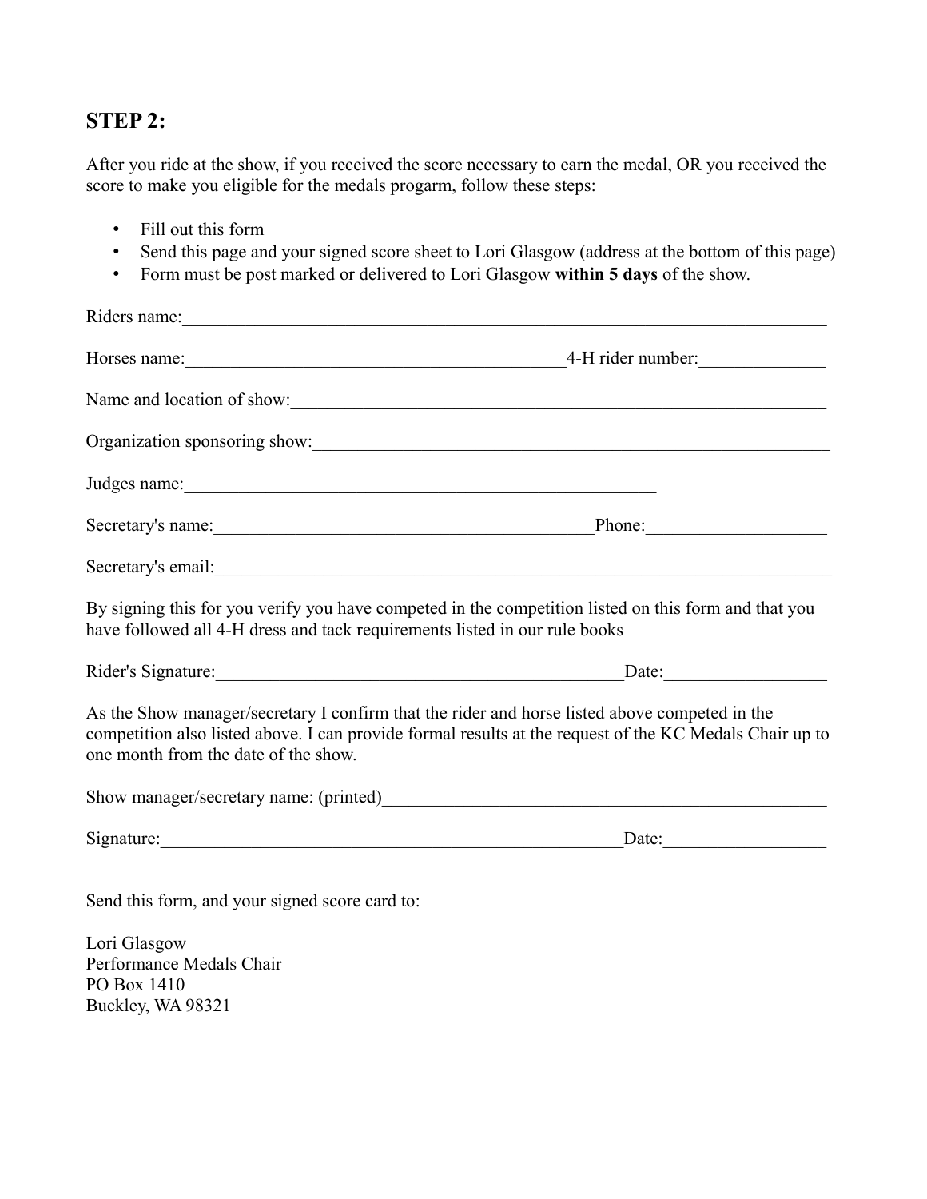## STEP 2:

After you ride at the show, if you received the score necessary to earn the medal, OR you received the score to make you eligible for the medals progarm, follow these steps:

- Fill out this form
- Send this page and your signed score sheet to Lori Glasgow (address at the bottom of this page)
- Form must be post marked or delivered to Lori Glasgow **within 5 days** of the show.

Riders name:_______________________________________________________________________________

Horses name:_____________________________________________4-H rider number:______________

Name and location of show:___________________________________________________________________

Organization sponsoring show:________________________________________________________________

Judges name:_________________________________________________________

Secretary's name:____________________________________________Phone:_____________________

Secretary's email:___________________________________________________________________________

By signing this for you verify you have competed in the competition listed on this form and that you have followed all 4-H dress and tack requirements listed in our rule books

Rider's Signature:________________________________________________Date:___________________

As the Show manager/secretary I confirm that the rider and horse listed above competed in the competition also listed above. I can provide formal results at the request of the KC Medals Chair up to one month from the date of the show.

Show manager/secretary name: (printed)____________________________________________________

Signature:_______________________________________________________Date:___________________

Send this form, and your signed score card to:

Lori Glasgow
Performance Medals Chair
PO Box 1410
Buckley, WA 98321